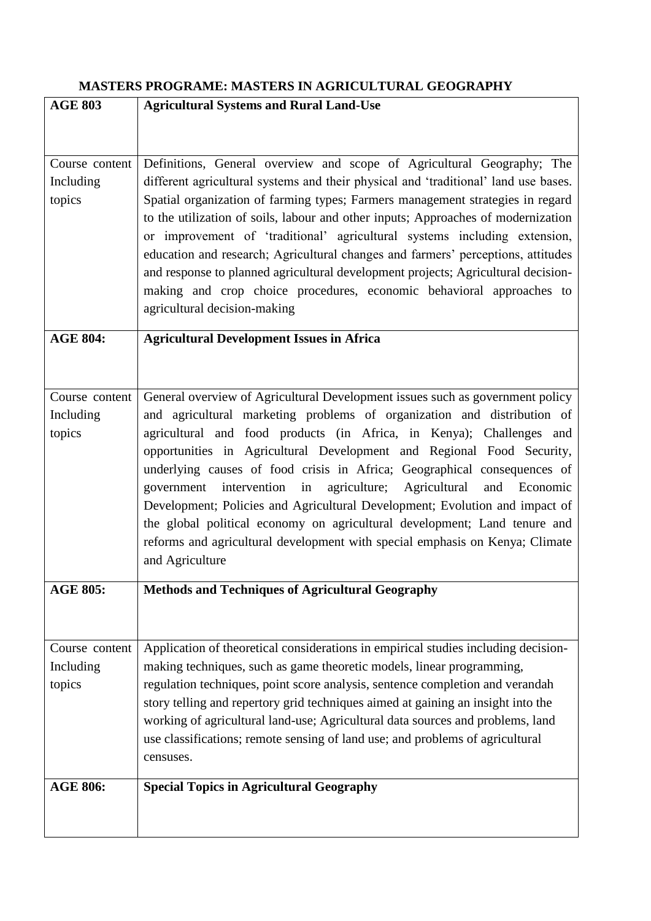**MASTERS PROGRAME: MASTERS IN AGRICULTURAL GEOGRAPHY**

| **AGE 803** | **Agricultural Systems and Rural Land-Use** |
|---|---|
| Course content Including topics | Definitions, General overview and scope of Agricultural Geography; The different agricultural systems and their physical and 'traditional' land use bases. Spatial organization of farming types; Farmers management strategies in regard to the utilization of soils, labour and other inputs; Approaches of modernization or improvement of 'traditional' agricultural systems including extension, education and research; Agricultural changes and farmers' perceptions, attitudes and response to planned agricultural development projects; Agricultural decision-making and crop choice procedures, economic behavioral approaches to agricultural decision-making |
| **AGE 804:** | **Agricultural Development Issues in Africa** |
| Course content Including topics | General overview of Agricultural Development issues such as government policy and agricultural marketing problems of organization and distribution of agricultural and food products (in Africa, in Kenya); Challenges and opportunities in Agricultural Development and Regional Food Security, underlying causes of food crisis in Africa; Geographical consequences of government intervention in agriculture; Agricultural and Economic Development; Policies and Agricultural Development; Evolution and impact of the global political economy on agricultural development; Land tenure and reforms and agricultural development with special emphasis on Kenya; Climate and Agriculture |
| **AGE 805:** | **Methods and Techniques of Agricultural Geography** |
| Course content Including topics | Application of theoretical considerations in empirical studies including decision-making techniques, such as game theoretic models, linear programming, regulation techniques, point score analysis, sentence completion and verandah story telling and repertory grid techniques aimed at gaining an insight into the working of agricultural land-use; Agricultural data sources and problems, land use classifications; remote sensing of land use; and problems of agricultural censuses. |
| **AGE 806:** | **Special Topics in Agricultural Geography** |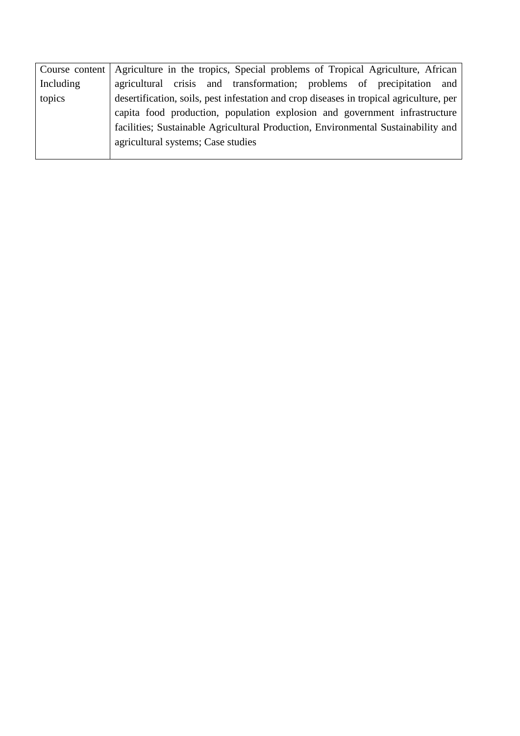| | |
|---|---|
| Course content Including topics | Agriculture in the tropics, Special problems of Tropical Agriculture, African agricultural crisis and transformation; problems of precipitation and desertification, soils, pest infestation and crop diseases in tropical agriculture, per capita food production, population explosion and government infrastructure facilities; Sustainable Agricultural Production, Environmental Sustainability and agricultural systems; Case studies |